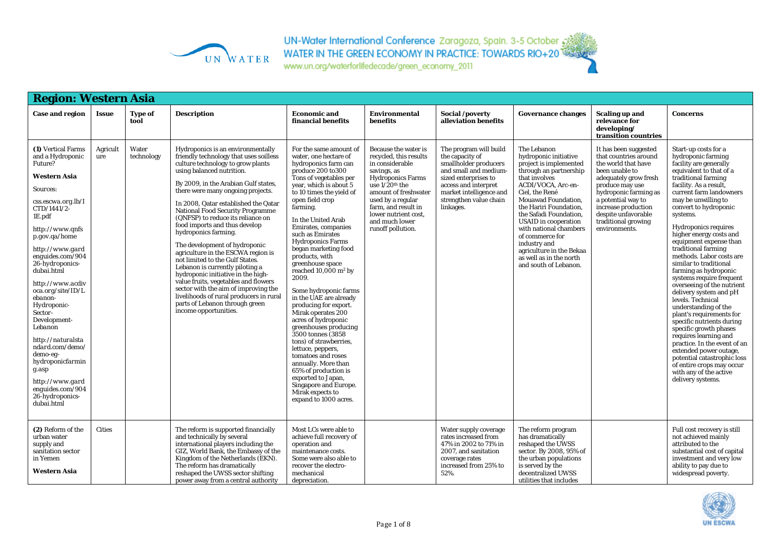## Region: Western Asia

| Case and region | Issue | Type of tool | Description | Economic and financial benefits | Environmental benefits | Social /poverty alleviation benefits | Governance changes | Scaling up and relevance for developing/ transition countries | Concerns |
|---|---|---|---|---|---|---|---|---|---|
| **(1)** Vertical Farms and a Hydroponic Future? **Western Asia** Sources: css.escwa.org.lb/ICTD/1441/2-1E.pdf http://www.qnfsp.gov.qa/home http://www.gardenguides.com/90426-hydroponics-dubai.html http://www.acdivoca.org/site/ID/Lebanon-Hydroponic-Sector-Development-Lebanon http://naturalstandard.com/demo/demo-eg-hydroponicfarming.asp http://www.gardenguides.com/90426-hydroponics-dubai.html | Agriculture | Water technology | Hydroponics is an environmentally friendly technology that uses soilless culture technology to grow plants using balanced nutrition. By 2009, in the Arabian Gulf states, there were many ongoing projects. In 2008, Qatar established the Qatar National Food Security Programme (QNFSP) to reduce its reliance on food imports and thus develop hydroponics farming. The development of hydroponic agriculture in the ESCWA region is not limited to the Gulf States. Lebanon is currently piloting a hydroponic initiative in the high-value fruits, vegetables and flowers sector with the aim of improving the livelihoods of rural producers in rural parts of Lebanon through green income opportunities. | For the same amount of water, one hectare of hydroponics farm can produce 200 to300 Tons of vegetables per year, which is about 5 to 10 times the yield of open field crop farming. In the United Arab Emirates, companies such as Emirates Hydroponics Farms began marketing food products, with greenhouse space reached 10,000 m$^2$ by 2009. Some hydroponic farms in the UAE are already producing for export. Mirak operates 200 acres of hydroponic greenhouses producing 3500 tonnes (3858 tons) of strawberries, lettuce, peppers, tomatoes and roses annually. More than 65% of production is exported to Japan, Singapore and Europe. Mirak expects to expand to 1000 acres. | Because the water is recycled, this results in considerable savings, as Hydroponics Farms use 1/20$^{th}$ the amount of freshwater used by a regular farm, and result in lower nutrient cost, and much lower runoff pollution. | The program will build the capacity of smallholder producers and small and medium-sized enterprises to access and interpret market intelligence and strengthen value chain linkages. | The Lebanon hydroponic initiative project is implemented through an partnership that involves ACDI/VOCA, Arc-en-Ciel, the René Mouawad Foundation, the Hariri Foundation, the Safadi Foundation, USAID in cooperation with national chambers of commerce for industry and agriculture in the Bekaa as well as in the north and south of Lebanon. | It has been suggested that countries around the world that have been unable to adequately grow fresh produce may use hydroponic farming as a potential way to increase production despite unfavorable traditional growing environments. | Start-up costs for a hydroponic farming facility are generally equivalent to that of a traditional farming facility. As a result, current farm landowners may be unwilling to convert to hydroponic systems. Hydroponics requires higher energy costs and equipment expense than traditional farming methods. Labor costs are similar to traditional farming as hydroponic systems require frequent overseeing of the nutrient delivery system and pH levels. Technical understanding of the plant's requirements for specific nutrients during specific growth phases requires learning and practice. In the event of an extended power outage, potential catastrophic loss of entire crops may occur with any of the active delivery systems. |
| **(2)** Reform of the urban water supply and sanitation sector in Yemen **Western Asia** | Cities | | The reform is supported financially and technically by several international players including the GIZ, World Bank, the Embassy of the Kingdom of the Netherlands (EKN). The reform has dramatically reshaped the UWSS sector shifting power away from a central authority | Most LCs were able to achieve full recovery of operation and maintenance costs. Some were also able to recover the electro-mechanical depreciation. | | Water supply coverage rates increased from 47% in 2002 to 71% in 2007, and sanitation coverage rates increased from 25% to 52%. | The reform program has dramatically reshaped the UWSS sector. By 2008, 95% of the urban populations is served by the decentralized UWSS utilities that includes | | Full cost recovery is still not achieved mainly attributed to the substantial cost of capital investment and very low ability to pay due to widespread poverty. |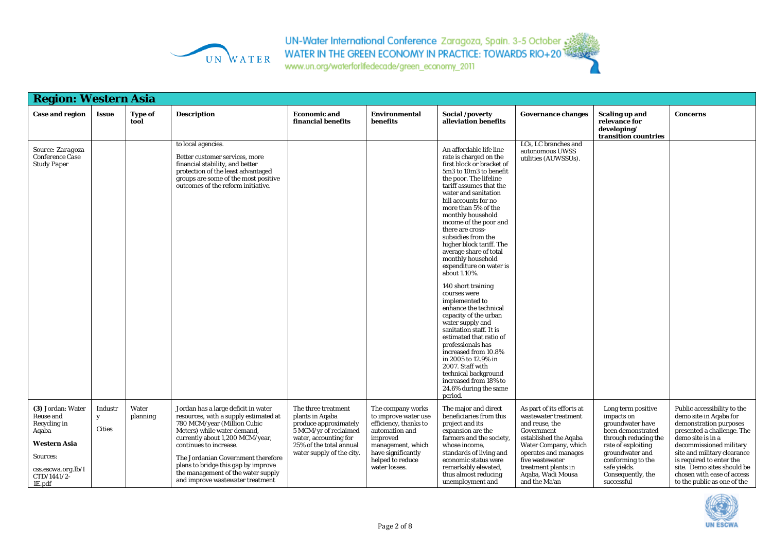## Region: Western Asia

| Case and region | Issue | Type of tool | Description | Economic and financial benefits | Environmental benefits | Social /poverty alleviation benefits | Governance changes | Scaling up and relevance for developing/ transition countries | Concerns |
|---|---|---|---|---|---|---|---|---|---|
| Source: *Zaragoza Conference Case Study Paper* | | | to local agencies.<br><br>Better customer services, more financial stability, and better protection of the least advantaged groups are some of the most positive outcomes of the reform initiative. | | | An affordable life line rate is charged on the first block or bracket of 5m3 to 10m3 to benefit the poor. The lifeline tariff assumes that the water and sanitation bill accounts for no more than 5% of the monthly household income of the poor and there are cross-subsidies from the higher block tariff. The average share of total monthly household expenditure on water is about 1.10%.<br><br>140 short training courses were implemented to enhance the technical capacity of the urban water supply and sanitation staff. It is estimated that ratio of professionals has increased from 10.8% in 2005 to 12.9% in 2007. Staff with technical background increased from 18% to 24.6% during the same period. | LCs, LC branches and autonomous UWSS utilities (AUWSSUs). | | |
| **(3)** Jordan: Water Reuse and Recycling in Aqaba<br><br>**Western Asia**<br><br>Sources:<br><br>css.escwa.org.lb/ICTD/1441/2-1E.pdf | Industry<br><br>Cities | Water planning | Jordan has a large deficit in water resources, with a supply estimated at 780 MCM/year (Million Cubic Meters) while water demand, currently about 1,200 MCM/year, continues to increase.<br><br>The Jordanian Government therefore plans to bridge this gap by improve the management of the water supply and improve wastewater treatment | The three treatment plants in Aqaba produce approximately 5 MCM/yr of reclaimed water, accounting for 25% of the total annual water supply of the city. | The company works to improve water use efficiency, thanks to automation and improved management, which have significantly helped to reduce water losses. | The major and direct beneficiaries from this project and its expansion are the farmers and the society, whose income, standards of living and economic status were remarkably elevated, thus almost reducing unemployment and | As part of its efforts at wastewater treatment and reuse, the Government established the Aqaba Water Company, which operates and manages five wastewater treatment plants in Aqaba, Wadi Mousa and the Ma'an | Long term positive impacts on groundwater have been demonstrated through reducing the rate of exploiting groundwater and conforming to the safe yields. Consequently, the successful | Public accessibility to the demo site in Aqaba for demonstration purposes presented a challenge. The demo site is in a decommissioned military site and military clearance is required to enter the site. Demo sites should be chosen with ease of access to the public as one of the |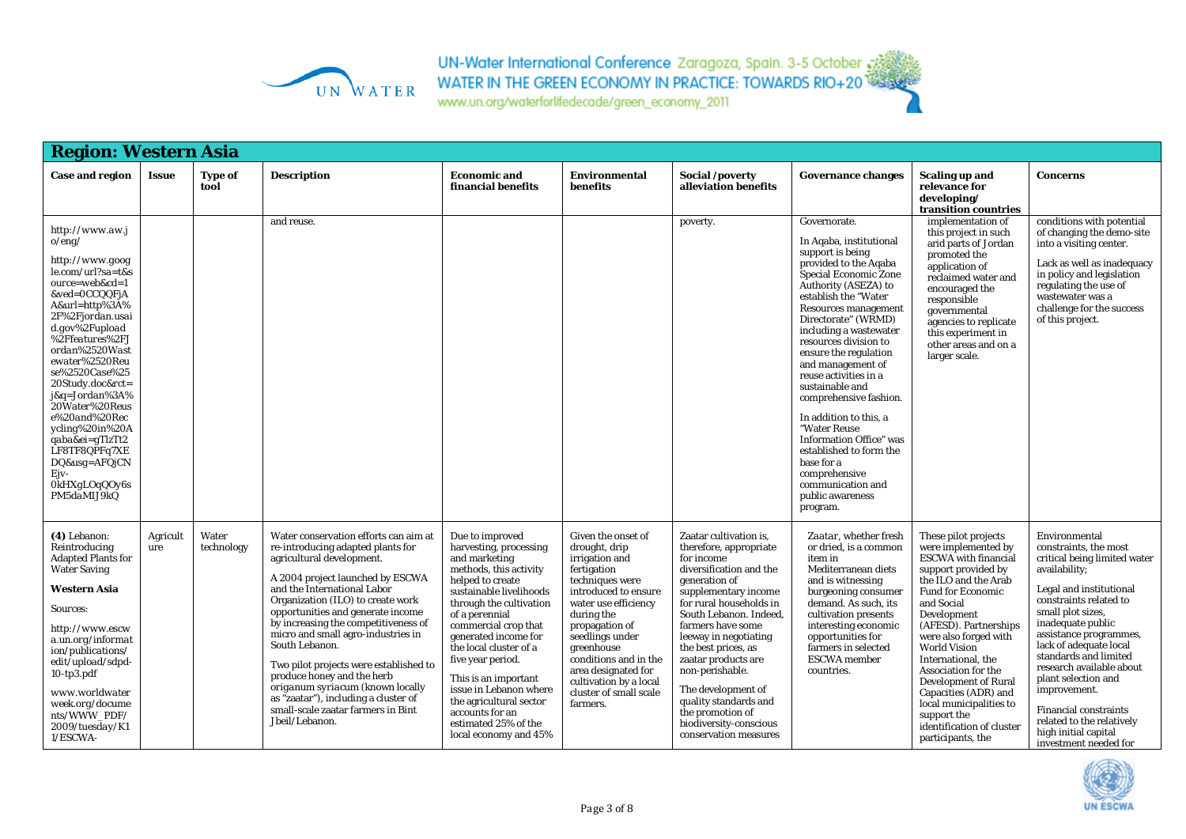## Region: Western Asia

| Case and region | Issue | Type of tool | Description | Economic and financial benefits | Environmental benefits | Social /poverty alleviation benefits | Governance changes | Scaling up and relevance for developing/ transition countries | Concerns |
|---|---|---|---|---|---|---|---|---|---|
| http://www.aw.jo/eng/ http://www.google.com/url?sa=t&source=web&cd=1&ved=0CCQQFjAA&url=http%3A%2F%2Fjordan.usaid.gov%2Fupload%2Ffeatures%2FJordan%2520Wastewater%2520Reuse%2520Case%2520Study.doc&rct=j&q=Jordan%3A%20Water%20Reuse%20and%20Recycling%20in%20Aqaba&ei=gTlzTt2LF8TF8QPFq7XEDQ&usg=AFQjCNEjv-0kHXgLOqQOy6sPM5daMIJ9kQ | | | and reuse. | | | poverty. | Governorate. In Aqaba, institutional support is being provided to the Aqaba Special Economic Zone Authority (ASEZA) to establish the "Water Resources management Directorate" (WRMD) including a wastewater resources division to ensure the regulation and management of reuse activities in a sustainable and comprehensive fashion. In addition to this, a "Water Reuse Information Office" was established to form the base for a comprehensive communication and public awareness program. | implementation of this project in such arid parts of Jordan promoted the application of reclaimed water and encouraged the responsible governmental agencies to replicate this experiment in other areas and on a larger scale. | conditions with potential of changing the demo-site into a visiting center. Lack as well as inadequacy in policy and legislation regulating the use of wastewater was a challenge for the success of this project. |
| **(4)** Lebanon: Reintroducing Adapted Plants for Water Saving **Western Asia** Sources: http://www.escwa.un.org/information/publications/edit/upload/sdpd-10-tp3.pdf www.worldwaterweek.org/documents/WWW_PDF/2009/tuesday/K11/ESCWA- | Agriculture | Water technology | Water conservation efforts can aim at re-introducing adapted plants for agricultural development. A 2004 project launched by ESCWA and the International Labor Organization (ILO) to create work opportunities and generate income by increasing the competitiveness of micro and small agro-industries in South Lebanon. Two pilot projects were established to produce honey and the herb *origanum syriacum* (known locally as "zaatar"), including a cluster of small-scale zaatar farmers in Bint Jbeil/Lebanon. | Due to improved harvesting, processing and marketing methods, this activity helped to create sustainable livelihoods through the cultivation of a perennial commercial crop that generated income for the local cluster of a five year period. This is an important issue in Lebanon where the agricultural sector accounts for an estimated 25% of the local economy and 45% | Given the onset of drought, drip irrigation and fertigation techniques were introduced to ensure water use efficiency during the propagation of seedlings under greenhouse conditions and in the area designated for cultivation by a local cluster of small scale farmers. | Zaatar cultivation is, therefore, appropriate for income diversification and the generation of supplementary income for rural households in South Lebanon. Indeed, farmers have some leeway in negotiating the best prices, as zaatar products are non-perishable. The development of quality standards and the promotion of biodiversity-conscious conservation measures | *Zaatar*, whether fresh or dried, is a common item in Mediterranean diets and is witnessing burgeoning consumer demand. As such, its cultivation presents interesting economic opportunities for farmers in selected ESCWA member countries. | These pilot projects were implemented by ESCWA with financial support provided by the ILO and the Arab Fund for Economic and Social Development (AFESD). Partnerships were also forged with World Vision International, the Association for the Development of Rural Capacities (ADR) and local municipalities to support the identification of cluster participants, the | Environmental constraints, the most critical being limited water availability; Legal and institutional constraints related to small plot sizes, inadequate public assistance programmes, lack of adequate local standards and limited research available about plant selection and improvement. Financial constraints related to the relatively high initial capital investment needed for |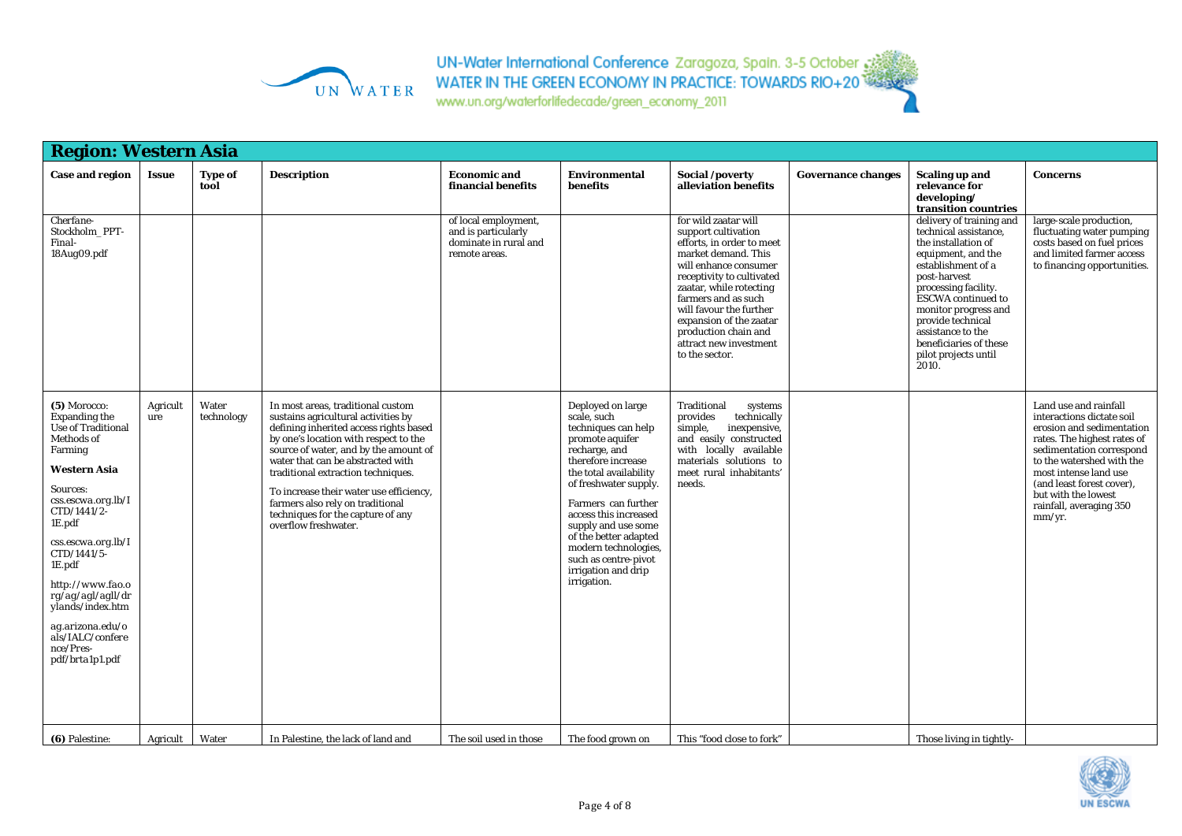## Region: Western Asia

| Case and region | Issue | Type of tool | Description | Economic and financial benefits | Environmental benefits | Social /poverty alleviation benefits | Governance changes | Scaling up and relevance for developing/ transition countries | Concerns |
|---|---|---|---|---|---|---|---|---|---|
| Cherfane-Stockholm_PPT-Final-18Aug09.pdf | | | | of local employment, and is particularly dominate in rural and remote areas. | | for wild zaatar will support cultivation efforts, in order to meet market demand. This will enhance consumer receptivity to cultivated zaatar, while rotecting farmers and as such will favour the further expansion of the zaatar production chain and attract new investment to the sector. | | delivery of training and technical assistance, the installation of equipment, and the establishment of a post-harvest processing facility. ESCWA continued to monitor progress and provide technical assistance to the beneficiaries of these pilot projects until 2010. | large-scale production, fluctuating water pumping costs based on fuel prices and limited farmer access to financing opportunities. |
| **(5)** Morocco: Expanding the Use of Traditional Methods of Farming<br><br>**Western Asia**<br><br>Sources:<br>css.escwa.org.lb/ICTD/1441/2-1E.pdf<br><br>css.escwa.org.lb/ICTD/1441/5-1E.pdf<br><br>http://www.fao.org/ag/agl/agll/drylands/index.htm<br><br>ag.arizona.edu/oals/IALC/conference/Pres-pdf/brta1p1.pdf | Agriculture | Water technology | In most areas, traditional custom sustains agricultural activities by defining inherited access rights based by one's location with respect to the source of water, and by the amount of water that can be abstracted with traditional extraction techniques.<br><br>To increase their water use efficiency, farmers also rely on traditional techniques for the capture of any overflow freshwater. | | Deployed on large scale, such techniques can help promote aquifer recharge, and therefore increase the total availability of freshwater supply.<br><br>Farmers can further access this increased supply and use some of the better adapted modern technologies, such as centre-pivot irrigation and drip irrigation. | Traditional systems provides technically simple, inexpensive, and easily constructed with locally available materials solutions to meet rural inhabitants' needs. | | | Land use and rainfall interactions dictate soil erosion and sedimentation rates. The highest rates of sedimentation correspond to the watershed with the most intense land use (and least forest cover), but with the lowest rainfall, averaging 350 mm/yr. |
| **(6)** Palestine: | Agricult | Water | In Palestine, the lack of land and | The soil used in those | The food grown on | This "food close to fork" | | Those living in tightly- | |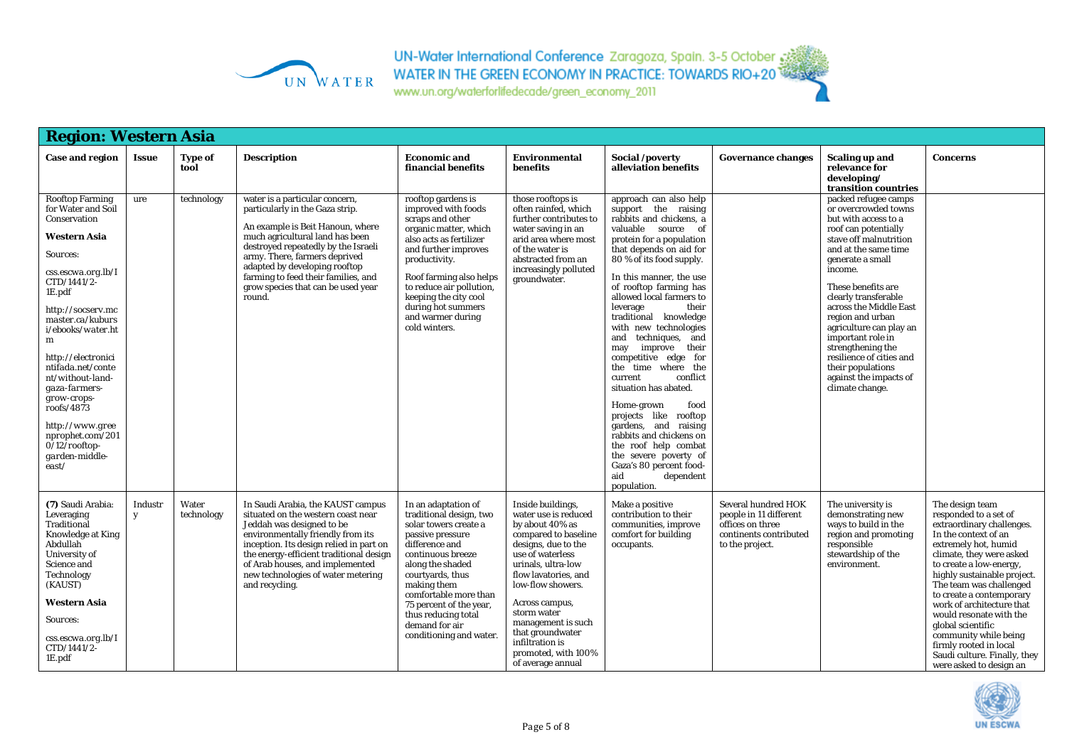## Region: Western Asia

| Case and region | Issue | Type of tool | Description | Economic and financial benefits | Environmental benefits | Social /poverty alleviation benefits | Governance changes | Scaling up and relevance for developing/ transition countries | Concerns |
|---|---|---|---|---|---|---|---|---|---|
| Rooftop Farming for Water and Soil Conservation<br><br>**Western Asia**<br><br>Sources:<br><br>css.escwa.org.lb/ICTD/1441/2-1E.pdf<br><br>http://socserv.mcmaster.ca/kuburs i/ebooks/water.htm<br><br>http://electronicintifada.net/content/without-land-gaza-farmers-grow-crops-roofs/4873<br><br>http://www.greenprophet.com/2010/12/rooftop-garden-middle-east/ | ure | technology | water is a particular concern, particularly in the Gaza strip.<br><br>An example is Beit Hanoun, where much agricultural land has been destroyed repeatedly by the Israeli army. There, farmers deprived adapted by developing rooftop farming to feed their families, and grow species that can be used year round. | rooftop gardens is improved with foods scraps and other organic matter, which also acts as fertilizer and further improves productivity.<br><br>Roof farming also helps to reduce air pollution, keeping the city cool during hot summers and warmer during cold winters. | those rooftops is often rainfed, which further contributes to water saving in an arid area where most of the water is abstracted from an increasingly polluted groundwater. | approach can also help support the raising rabbits and chickens, a valuable source of protein for a population that depends on aid for 80 % of its food supply.<br><br>In this manner, the use of rooftop farming has allowed local farmers to leverage their traditional knowledge with new technologies and techniques, and may improve their competitive edge for the time where the current conflict situation has abated.<br><br>Home-grown food projects like rooftop gardens, and raising rabbits and chickens on the roof help combat the severe poverty of Gaza's 80 percent food-aid dependent population. | | packed refugee camps or overcrowded towns but with access to a roof can potentially stave off malnutrition and at the same time generate a small income.<br><br>These benefits are clearly transferable across the Middle East region and urban agriculture can play an important role in strengthening the resilience of cities and their populations against the impacts of climate change. | |
| **(7)** Saudi Arabia: Leveraging Traditional Knowledge at King Abdullah University of Science and Technology (KAUST)<br><br>**Western Asia**<br><br>Sources:<br><br>css.escwa.org.lb/ICTD/1441/2-1E.pdf | Industry | Water technology | In Saudi Arabia, the KAUST campus situated on the western coast near Jeddah was designed to be environmentally friendly from its inception. Its design relied in part on the energy-efficient traditional design of Arab houses, and implemented new technologies of water metering and recycling. | In an adaptation of traditional design, two solar towers create a passive pressure difference and continuous breeze along the shaded courtyards, thus making them comfortable more than 75 percent of the year, thus reducing total demand for air conditioning and water. | Inside buildings, water use is reduced by about 40% as compared to baseline designs, due to the use of waterless urinals, ultra-low flow lavatories, and low-flow showers.<br><br>Across campus, storm water management is such that groundwater infiltration is promoted, with 100% of average annual | Make a positive contribution to their communities, improve comfort for building occupants. | Several hundred HOK people in 11 different offices on three continents contributed to the project. | The university is demonstrating new ways to build in the region and promoting responsible stewardship of the environment. | The design team responded to a set of extraordinary challenges. In the context of an extremely hot, humid climate, they were asked to create a low-energy, highly sustainable project. The team was challenged to create a contemporary work of architecture that would resonate with the global scientific community while being firmly rooted in local Saudi culture. Finally, they were asked to design an |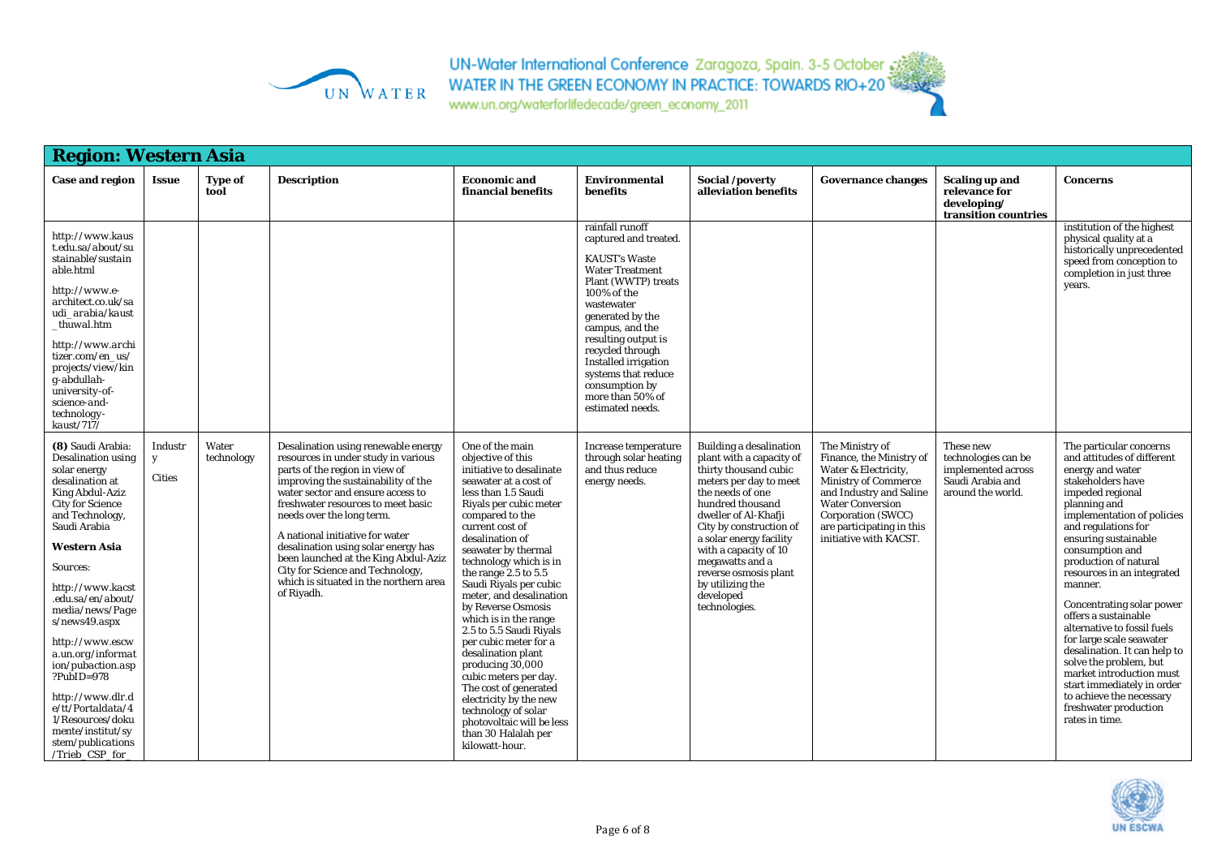## Region: Western Asia

| Case and region | Issue | Type of tool | Description | Economic and financial benefits | Environmental benefits | Social /poverty alleviation benefits | Governance changes | Scaling up and relevance for developing/ transition countries | Concerns |
|---|---|---|---|---|---|---|---|---|---|
| http://www.kaust.edu.sa/about/sustainable/sustainable.html<br><br>http://www.e-architect.co.uk/saudi_arabia/kaust_thuwal.htm<br><br>http://www.architizer.com/en_us/projects/view/king-abdullah-university-of-science-and-technology-kaust/717/ | | | | | rainfall runoff captured and treated.<br><br>KAUST's Waste Water Treatment Plant (WWTP) treats 100% of the wastewater generated by the campus, and the resulting output is recycled through Installed irrigation systems that reduce consumption by more than 50% of estimated needs. | | | | institution of the highest physical quality at a historically unprecedented speed from conception to completion in just three years. |
| **(8)** Saudi Arabia: Desalination using solar energy desalination at King Abdul-Aziz City for Science and Technology, Saudi Arabia<br><br>**Western Asia**<br><br>Sources:<br><br>http://www.kacst.edu.sa/en/about/media/news/Pages/news49.aspx<br><br>http://www.escwa.un.org/information/pubaction.asp?PubID=978<br><br>http://www.dlr.de/tt/Portaldata/41/Resources/dokumente/institut/system/publications/Trieb_CSP_for_ | Industry<br><br>Cities | Water technology | Desalination using renewable energy resources in under study in various parts of the region in view of improving the sustainability of the water sector and ensure access to freshwater resources to meet basic needs over the long term.<br><br>A national initiative for water desalination using solar energy has been launched at the King Abdul-Aziz City for Science and Technology, which is situated in the northern area of Riyadh. | One of the main objective of this initiative to desalinate seawater at a cost of less than 1.5 Saudi Riyals per cubic meter compared to the current cost of desalination of seawater by thermal technology which is in the range 2.5 to 5.5 Saudi Riyals per cubic meter, and desalination by Reverse Osmosis which is in the range 2.5 to 5.5 Saudi Riyals per cubic meter for a desalination plant producing 30,000 cubic meters per day. The cost of generated electricity by the new technology of solar photovoltaic will be less than 30 Halalah per kilowatt-hour. | Increase temperature through solar heating and thus reduce energy needs. | Building a desalination plant with a capacity of thirty thousand cubic meters per day to meet the needs of one hundred thousand dweller of Al-Khafji City by construction of a solar energy facility with a capacity of 10 megawatts and a reverse osmosis plant by utilizing the developed technologies. | The Ministry of Finance, the Ministry of Water & Electricity, Ministry of Commerce and Industry and Saline Water Conversion Corporation (SWCC) are participating in this initiative with KACST. | These new technologies can be implemented across Saudi Arabia and around the world. | The particular concerns and attitudes of different energy and water stakeholders have impeded regional planning and implementation of policies and regulations for ensuring sustainable consumption and production of natural resources in an integrated manner.<br><br>Concentrating solar power offers a sustainable alternative to fossil fuels for large scale seawater desalination. It can help to solve the problem, but market introduction must start immediately in order to achieve the necessary freshwater production rates in time. |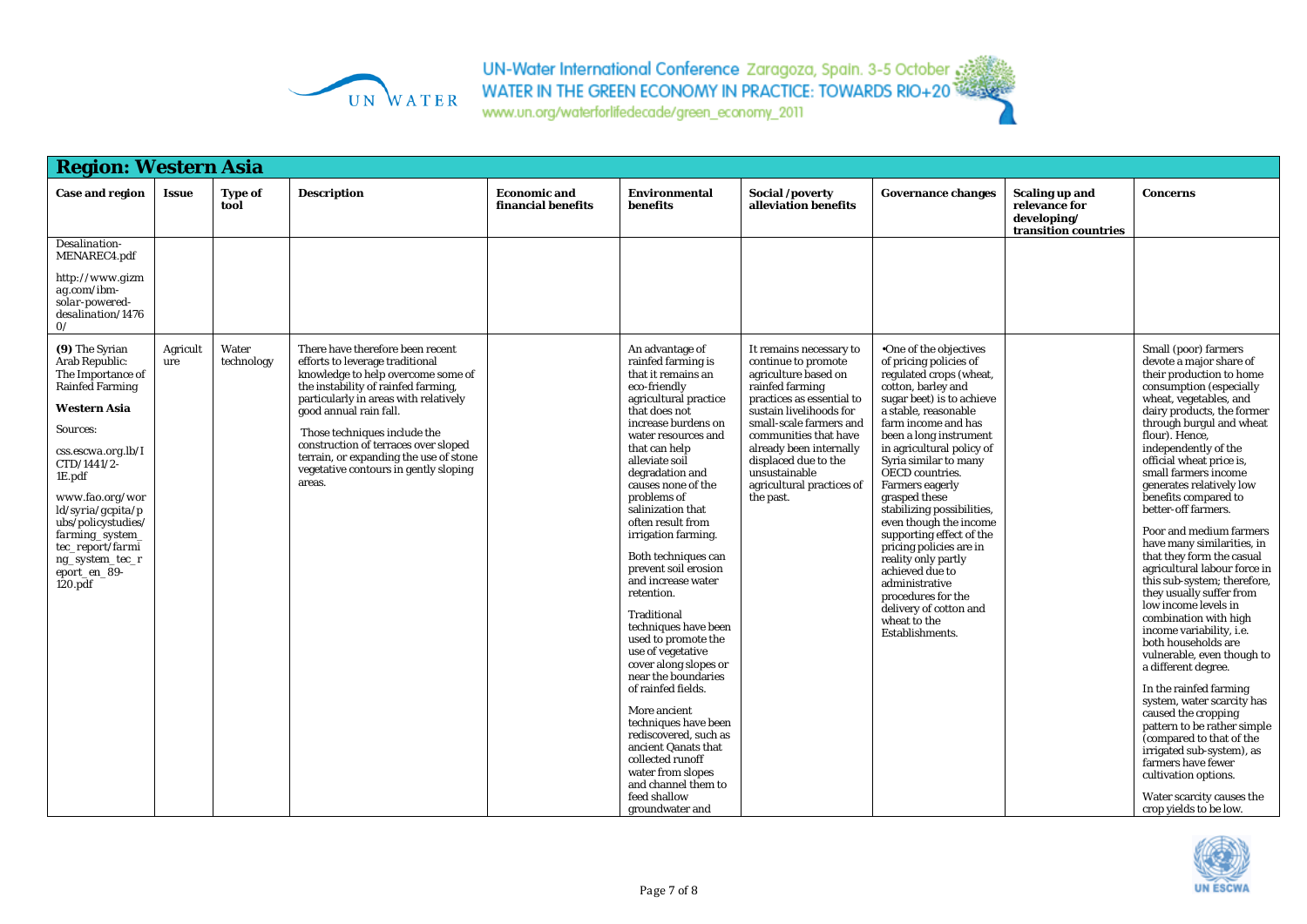## Region: Western Asia

| Case and region | Issue | Type of tool | Description | Economic and financial benefits | Environmental benefits | Social /poverty alleviation benefits | Governance changes | Scaling up and relevance for developing/ transition countries | Concerns |
|---|---|---|---|---|---|---|---|---|---|
| Desalination-MENAREC4.pdf<br><br>http://www.gizmag.com/ibm-solar-powered-desalination/14760/ | | | | | | | | | |
| **(9)** The Syrian Arab Republic: The Importance of Rainfed Farming<br><br>**Western Asia**<br><br>Sources:<br><br>css.escwa.org.lb/ICTD/1441/2-1E.pdf<br><br>www.fao.org/world/syria/gcpita/pubs/policystudies/farming_system_tec_report/farming_system_tec_report_en_89-120.pdf | Agriculture | Water technology | There have therefore been recent efforts to leverage traditional knowledge to help overcome some of the instability of rainfed farming, particularly in areas with relatively good annual rain fall.<br><br>Those techniques include the construction of terraces over sloped terrain, or expanding the use of stone vegetative contours in gently sloping areas. | | An advantage of rainfed farming is that it remains an eco-friendly agricultural practice that does not increase burdens on water resources and that can help alleviate soil degradation and causes none of the problems of salinization that often result from irrigation farming.<br><br>Both techniques can prevent soil erosion and increase water retention.<br><br>Traditional techniques have been used to promote the use of vegetative cover along slopes or near the boundaries of rainfed fields.<br><br>More ancient techniques have been rediscovered, such as ancient Qanats that collected runoff water from slopes and channel them to feed shallow groundwater and | It remains necessary to continue to promote agriculture based on rainfed farming practices as essential to sustain livelihoods for small-scale farmers and communities that have already been internally displaced due to the unsustainable agricultural practices of the past. | •One of the objectives of pricing policies of regulated crops (wheat, cotton, barley and sugar beet) is to achieve a stable, reasonable farm income and has been a long instrument in agricultural policy of Syria similar to many OECD countries. Farmers eagerly grasped these stabilizing possibilities, even though the income supporting effect of the pricing policies are in reality only partly achieved due to administrative procedures for the delivery of cotton and wheat to the Establishments. | | Small (poor) farmers devote a major share of their production to home consumption (especially wheat, vegetables, and dairy products, the former through burgul and wheat flour). Hence, independently of the official wheat price is, small farmers income generates relatively low benefits compared to better-off farmers.<br><br>Poor and medium farmers have many similarities, in that they form the casual agricultural labour force in this sub-system; therefore, they usually suffer from low income levels in combination with high income variability, i.e. both households are vulnerable, even though to a different degree.<br><br>In the rainfed farming system, water scarcity has caused the cropping pattern to be rather simple (compared to that of the irrigated sub-system), as farmers have fewer cultivation options.<br><br>Water scarcity causes the crop yields to be low. |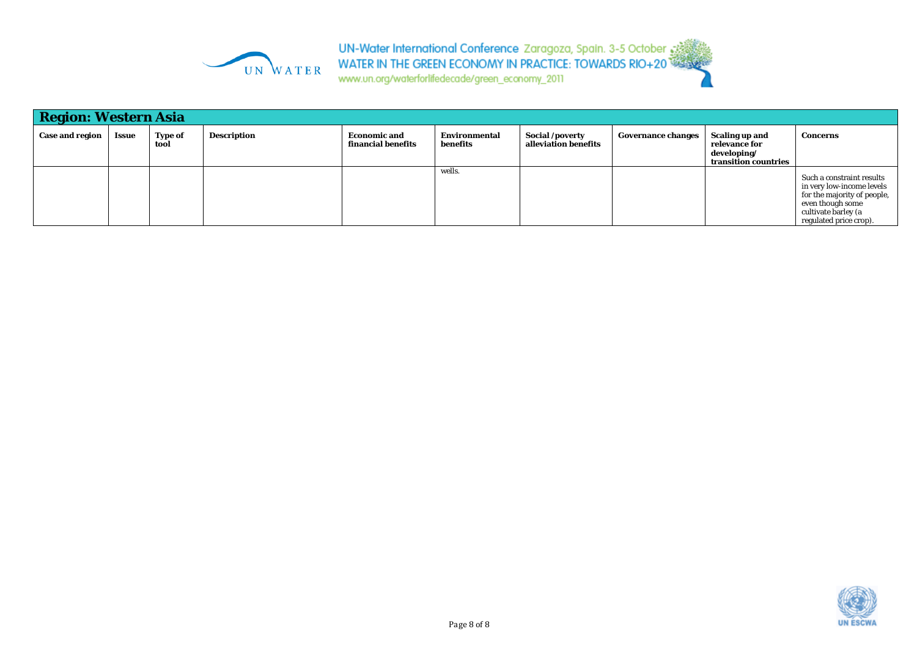## Region: Western Asia

| Case and region | Issue | Type of tool | Description | Economic and financial benefits | Environmental benefits | Social /poverty alleviation benefits | Governance changes | Scaling up and relevance for developing/ transition countries | Concerns |
|---|---|---|---|---|---|---|---|---|---|
| | | | | | wells. | | | | Such a constraint results in very low-income levels for the majority of people, even though some cultivate barley (a regulated price crop). |